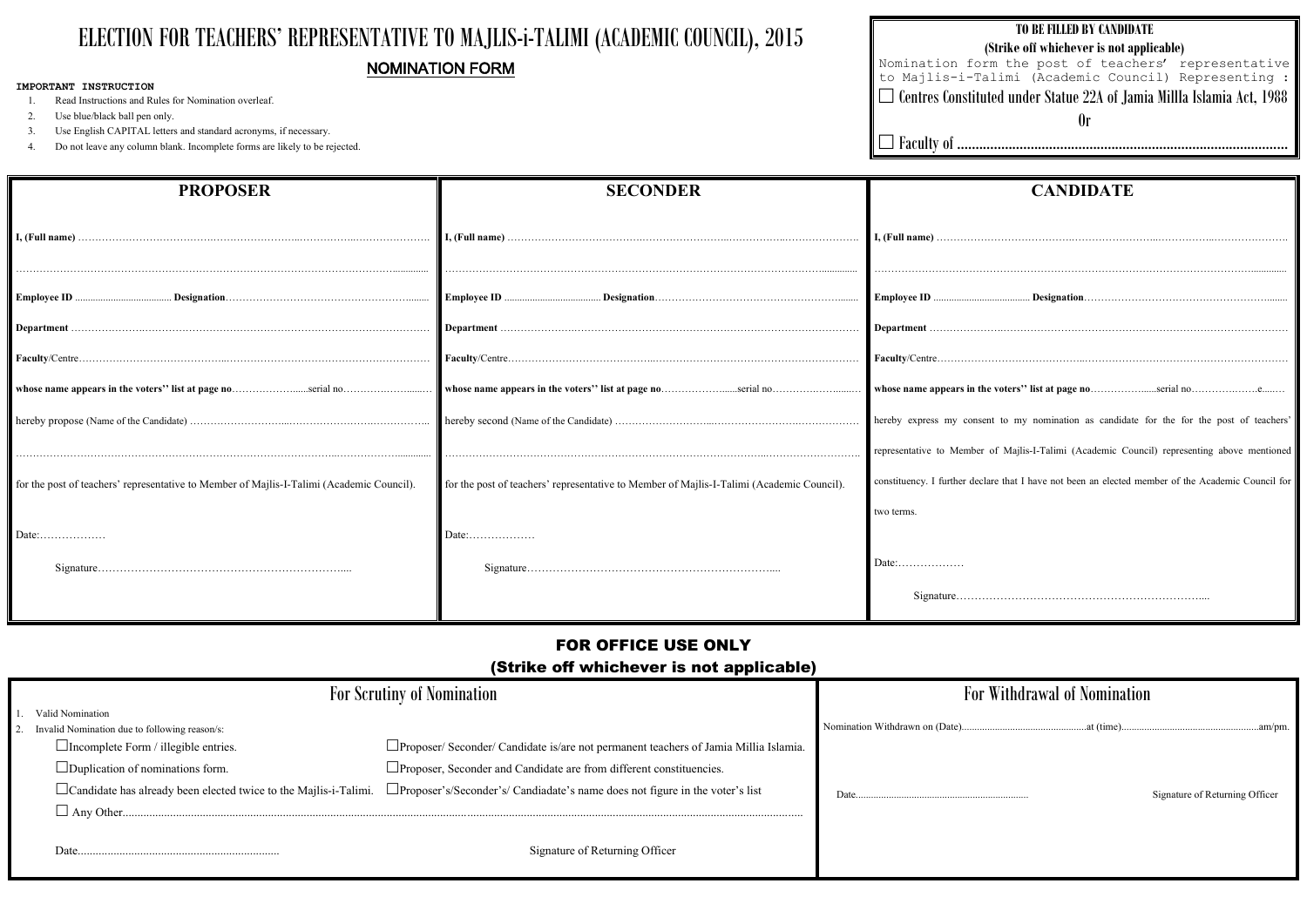# ELECTION FOR TEACHERS' REPRESENTATIVE TO MAJLIS-i-TALIMI (ACADEMIC COUNCIL), 2015

## NOMINATION FORM

**IMPORTANT INSTRUCTION**

1. Read Instructions and Rules for Nomination overleaf.
2. Use blue/black ball pen only.
3. Use English CAPITAL letters and standard acronyms, if necessary.
4. Do not leave any column blank. Incomplete forms are likely to be rejected.

**TO BE FILLED BY CANDIDATE**

**(Strike off whichever is not applicable)**

Nomination form the post of teachers' representative to Majlis-i-Talimi (Academic Council) Representing :

☐ Centres Constituted under Statue 22A of Jamia Millla Islamia Act, 1988

Or

☐ Faculty of ..........................................................................................

| PROPOSER | SECONDER | CANDIDATE |
|---|---|---|
| **I, (Full name)** ................................................................................ | **I, (Full name)** ................................................................................ | **I, (Full name)** ................................................................................ |
| ................................................................................................ | ................................................................................................ | ................................................................................................ |
| **Employee ID** ..................... **Designation**........................................ | **Employee ID** ..................... **Designation**........................................ | **Employee ID** ..................... **Designation**........................................ |
| **Department** ................................................................................ | **Department** ................................................................................ | **Department** ................................................................................ |
| **Faculty**/Centre................................................................................ | **Faculty**/Centre................................................................................ | **Faculty**/Centre................................................................................ |
| **whose name appears in the voters'' list at page no**..................serial no.................. | **whose name appears in the voters'' list at page no**..................serial no.................. | **whose name appears in the voters'' list at page no**..................serial no..................e........ |
| hereby propose (Name of the Candidate) ............................................................ | hereby second (Name of the Candidate) ............................................................ | hereby express my consent to my nomination as candidate for the for the post of teachers' representative to Member of Majlis-I-Talimi (Academic Council) representing above mentioned constituency. I further declare that I have not been an elected member of the Academic Council for two terms. |
| ................................................................................................ | ................................................................................................ | |
| for the post of teachers' representative to Member of Majlis-I-Talimi (Academic Council). | for the post of teachers' representative to Member of Majlis-I-Talimi (Academic Council). | |
| Date:.................. | Date:.................. | Date:.................. |
| Signature................................................................. | Signature................................................................. | Signature................................................................. |

## FOR OFFICE USE ONLY

### (Strike off whichever is not applicable)

| For Scrutiny of Nomination | | For Withdrawal of Nomination |
|---|---|---|
| 1. Valid Nomination | | Nomination Withdrawn on (Date)..........................................at (time)..........................................am/pm. |
| 2. Invalid Nomination due to following reason/s: | | |
| ☐Incomplete Form / illegible entries. | ☐Proposer/ Seconder/ Candidate is/are not permanent teachers of Jamia Millia Islamia. | |
| ☐Duplication of nominations form. | ☐Proposer, Seconder and Candidate are from different constituencies. | |
| ☐Candidate has already been elected twice to the Majlis-i-Talimi. | ☐Proposer's/Seconder's/ Candiadate's name does not figure in the voter's list | Date.................................................. Signature of Returning Officer |
| ☐ Any Other.................................................................................................... | | |
| Date.................................................................. | Signature of Returning Officer | |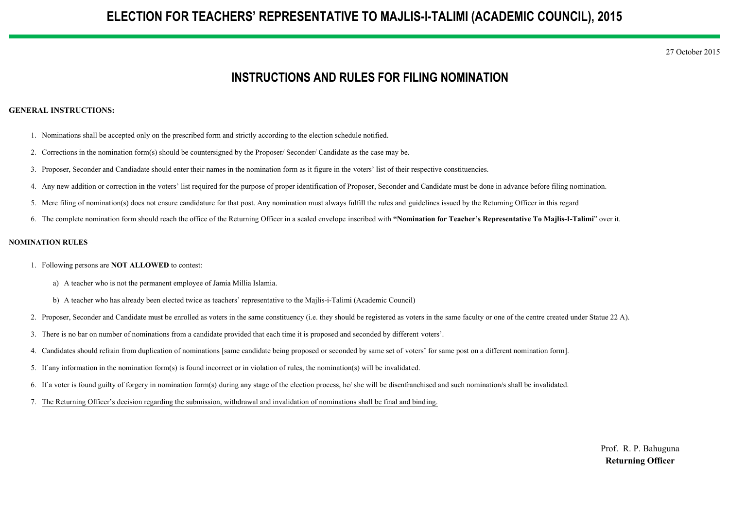# ELECTION FOR TEACHERS' REPRESENTATIVE TO MAJLIS-I-TALIMI (ACADEMIC COUNCIL), 2015

27 October 2015

## INSTRUCTIONS AND RULES FOR FILING NOMINATION

**GENERAL INSTRUCTIONS:**

1. Nominations shall be accepted only on the prescribed form and strictly according to the election schedule notified.
2. Corrections in the nomination form(s) should be countersigned by the Proposer/ Seconder/ Candidate as the case may be.
3. Proposer, Seconder and Candiadate should enter their names in the nomination form as it figure in the voters' list of their respective constituencies.
4. Any new addition or correction in the voters' list required for the purpose of proper identification of Proposer, Seconder and Candidate must be done in advance before filing nomination.
5. Mere filing of nomination(s) does not ensure candidature for that post. Any nomination must always fulfill the rules and guidelines issued by the Returning Officer in this regard
6. The complete nomination form should reach the office of the Returning Officer in a sealed envelope inscribed with **"Nomination for Teacher's Representative To Majlis-I-Talimi"** over it.

**NOMINATION RULES**

1. Following persons are **NOT ALLOWED** to contest:
   a) A teacher who is not the permanent employee of Jamia Millia Islamia.
   b) A teacher who has already been elected twice as teachers' representative to the Majlis-i-Talimi (Academic Council)
2. Proposer, Seconder and Candidate must be enrolled as voters in the same constituency (i.e. they should be registered as voters in the same faculty or one of the centre created under Statue 22 A).
3. There is no bar on number of nominations from a candidate provided that each time it is proposed and seconded by different voters'.
4. Candidates should refrain from duplication of nominations [same candidate being proposed or seconded by same set of voters' for same post on a different nomination form].
5. If any information in the nomination form(s) is found incorrect or in violation of rules, the nomination(s) will be invalidated.
6. If a voter is found guilty of forgery in nomination form(s) during any stage of the election process, he/ she will be disenfranchised and such nomination/s shall be invalidated.
7. The Returning Officer's decision regarding the submission, withdrawal and invalidation of nominations shall be final and binding.

Prof. R. P. Bahuguna
**Returning Officer**